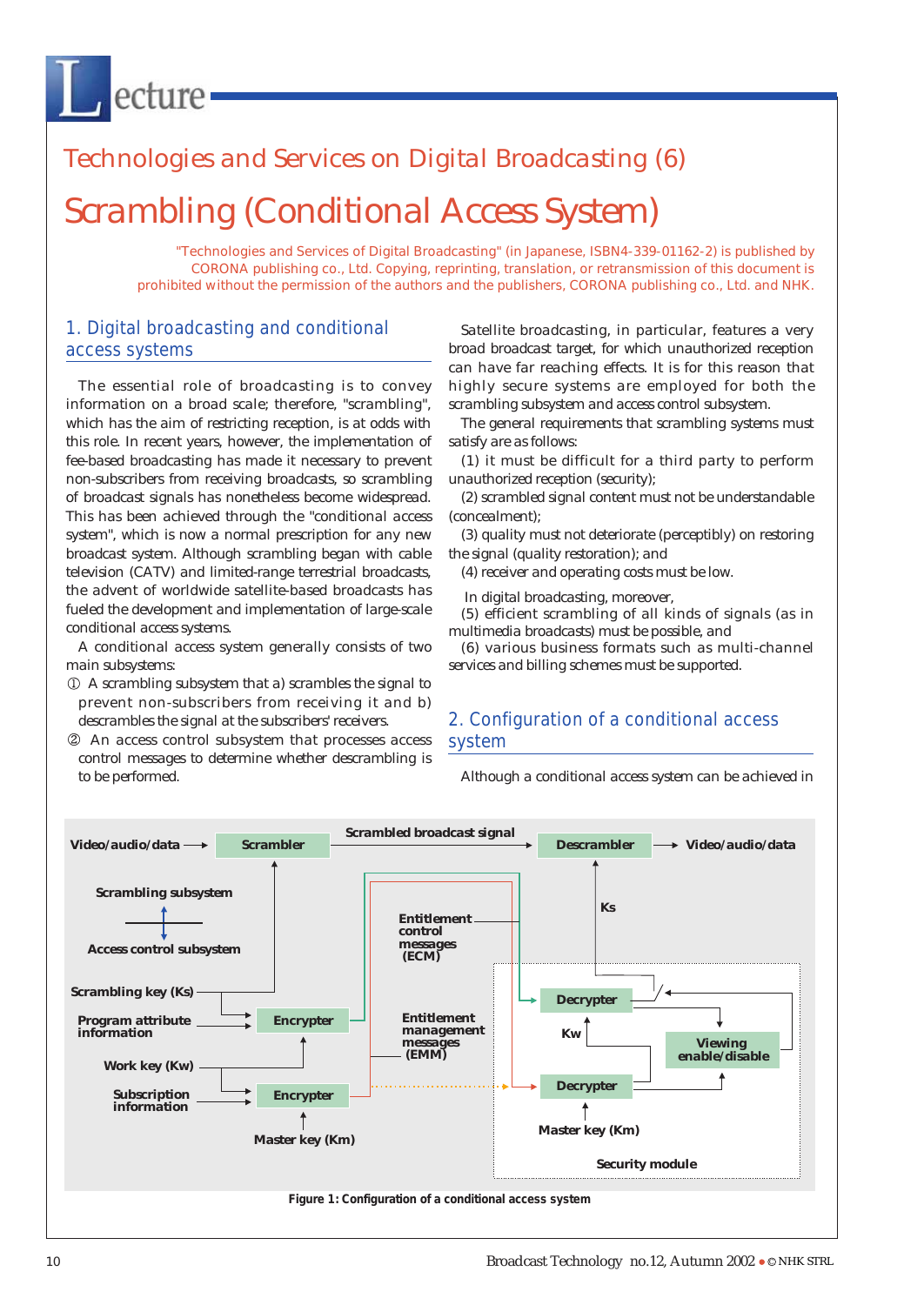# Lecture

## Technologies and Services on Digital Broadcasting (6)

# Scrambling (Conditional Access System)

"Technologies and Services of Digital Broadcasting" (in Japanese, ISBN4-339-01162-2) is published by CORONA publishing co., Ltd. Copying, reprinting, translation, or retransmission of this document is prohibited without the permission of the authors and the publishers, CORONA publishing co., Ltd. and NHK.

## 1. Digital broadcasting and conditional access systems

The essential role of broadcasting is to convey information on a broad scale; therefore, "scrambling", which has the aim of restricting reception, is at odds with this role. In recent years, however, the implementation of fee-based broadcasting has made it necessary to prevent non-subscribers from receiving broadcasts, so scrambling of broadcast signals has nonetheless become widespread. This has been achieved through the "conditional access system", which is now a normal prescription for any new broadcast system. Although scrambling began with cable television (CATV) and limited-range terrestrial broadcasts, the advent of worldwide satellite-based broadcasts has fueled the development and implementation of large-scale conditional access systems.

A conditional access system generally consists of two main subsystems:

① A scrambling subsystem that a) scrambles the signal to prevent non-subscribers from receiving it and b) descrambles the signal at the subscribers' receivers.

② An access control subsystem that processes access control messages to determine whether descrambling is to be performed.

Satellite broadcasting, in particular, features a very broad broadcast target, for which unauthorized reception can have far reaching effects. It is for this reason that highly secure systems are employed for both the scrambling subsystem and access control subsystem.

The general requirements that scrambling systems must satisfy are as follows:

(1) it must be difficult for a third party to perform unauthorized reception (security);

(2) scrambled signal content must not be understandable (concealment);

(3) quality must not deteriorate (perceptibly) on restoring the signal (quality restoration); and

(4) receiver and operating costs must be low.

In digital broadcasting, moreover,

(5) efficient scrambling of all kinds of signals (as in multimedia broadcasts) must be possible, and

(6) various business formats such as multi-channel services and billing schemes must be supported.

## 2. Configuration of a conditional access system

Although a conditional access system can be achieved in

Figure 1: Configuration of a conditional access system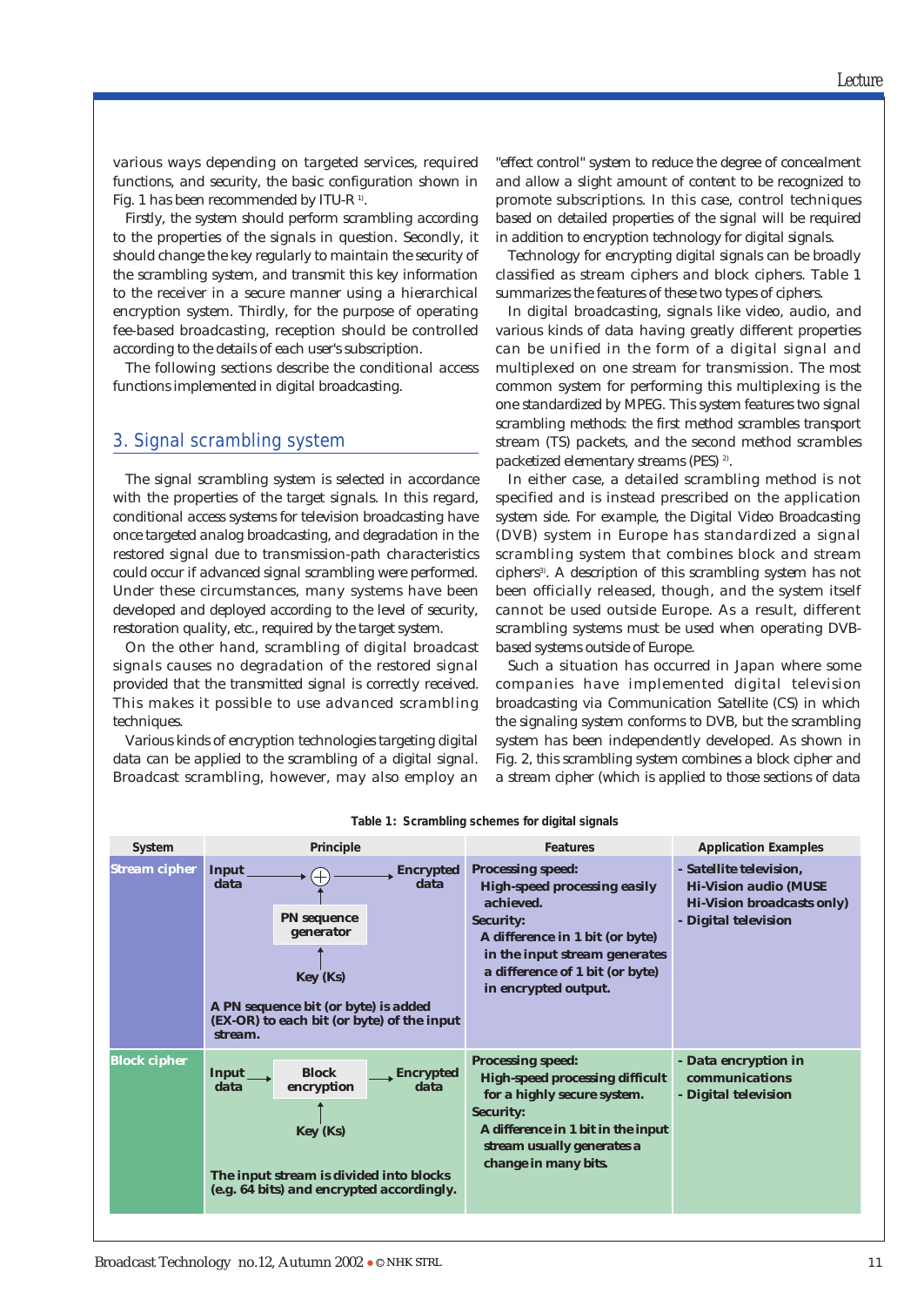various ways depending on targeted services, required functions, and security, the basic configuration shown in Fig. 1 has been recommended by ITU-R [1].

Firstly, the system should perform scrambling according to the properties of the signals in question. Secondly, it should change the key regularly to maintain the security of the scrambling system, and transmit this key information to the receiver in a secure manner using a hierarchical encryption system. Thirdly, for the purpose of operating fee-based broadcasting, reception should be controlled according to the details of each user's subscription.

The following sections describe the conditional access functions implemented in digital broadcasting.

## 3. Signal scrambling system

The signal scrambling system is selected in accordance with the properties of the target signals. In this regard, conditional access systems for television broadcasting have once targeted analog broadcasting, and degradation in the restored signal due to transmission-path characteristics could occur if advanced signal scrambling were performed. Under these circumstances, many systems have been developed and deployed according to the level of security, restoration quality, etc., required by the target system.

On the other hand, scrambling of digital broadcast signals causes no degradation of the restored signal provided that the transmitted signal is correctly received. This makes it possible to use advanced scrambling techniques.

Various kinds of encryption technologies targeting digital data can be applied to the scrambling of a digital signal. Broadcast scrambling, however, may also employ an "effect control" system to reduce the degree of concealment and allow a slight amount of content to be recognized to promote subscriptions. In this case, control techniques based on detailed properties of the signal will be required in addition to encryption technology for digital signals.

Technology for encrypting digital signals can be broadly classified as stream ciphers and block ciphers. Table 1 summarizes the features of these two types of ciphers.

In digital broadcasting, signals like video, audio, and various kinds of data having greatly different properties can be unified in the form of a digital signal and multiplexed on one stream for transmission. The most common system for performing this multiplexing is the one standardized by MPEG. This system features two signal scrambling methods: the first method scrambles transport stream (TS) packets, and the second method scrambles packetized elementary streams (PES) [2].

In either case, a detailed scrambling method is not specified and is instead prescribed on the application system side. For example, the Digital Video Broadcasting (DVB) system in Europe has standardized a signal scrambling system that combines block and stream ciphers[3]. A description of this scrambling system has not been officially released, though, and the system itself cannot be used outside Europe. As a result, different scrambling systems must be used when operating DVB-based systems outside of Europe.

Such a situation has occurred in Japan where some companies have implemented digital television broadcasting via Communication Satellite (CS) in which the signaling system conforms to DVB, but the scrambling system has been independently developed. As shown in Fig. 2, this scrambling system combines a block cipher and a stream cipher (which is applied to those sections of data

**Table 1: Scrambling schemes for digital signals**

| System | Principle | Features | Application Examples |
|---|---|---|---|
| Stream cipher | Input data → ⊕ → Encrypted data; PN sequence generator → ⊕; Key (Ks) → PN sequence generator. A PN sequence bit (or byte) is added (EX-OR) to each bit (or byte) of the input stream. | Processing speed: High-speed processing easily achieved. Security: A difference in 1 bit (or byte) in the input stream generates a difference of 1 bit (or byte) in encrypted output. | - Satellite television, Hi-Vision audio (MUSE Hi-Vision broadcasts only) - Digital television |
| Block cipher | Input data → Block encryption → Encrypted data; Key (Ks) → Block encryption. The input stream is divided into blocks (e.g. 64 bits) and encrypted accordingly. | Processing speed: High-speed processing difficult for a highly secure system. Security: A difference in 1 bit in the input stream usually generates a change in many bits. | - Data encryption in communications - Digital television |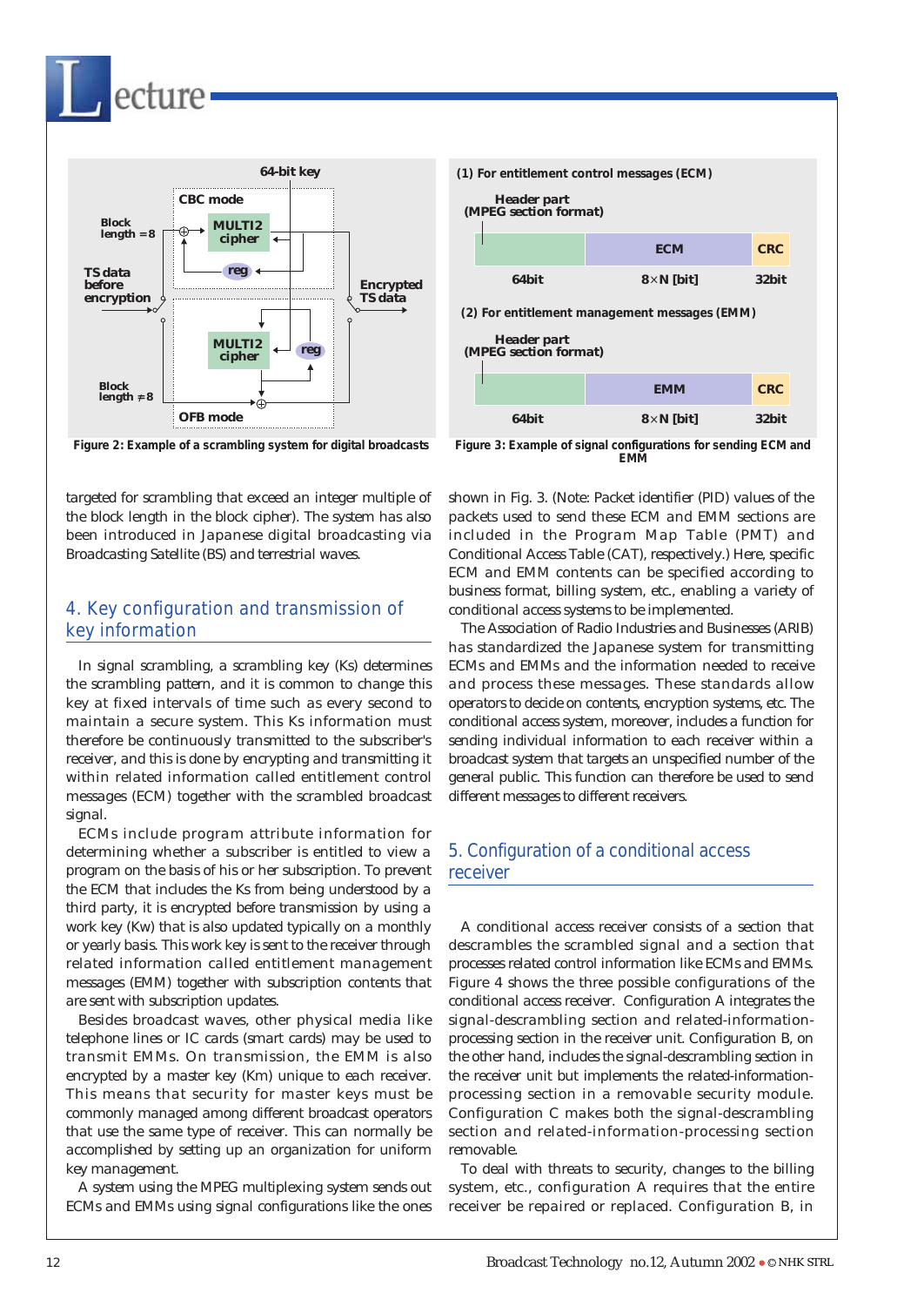Figure 2: Example of a scrambling system for digital broadcasts

(1) For entitlement control messages (ECM)

| Header part (MPEG section format) | ECM | CRC |
|---|---|---|
| 64bit | $8 \times N$ [bit] | 32bit |

(2) For entitlement management messages (EMM)

| Header part (MPEG section format) | EMM | CRC |
|---|---|---|
| 64bit | $8 \times N$ [bit] | 32bit |

Figure 3: Example of signal configurations for sending ECM and EMM

targeted for scrambling that exceed an integer multiple of the block length in the block cipher). The system has also been introduced in Japanese digital broadcasting via Broadcasting Satellite (BS) and terrestrial waves.

## 4. Key configuration and transmission of key information

In signal scrambling, a scrambling key (Ks) determines the scrambling pattern, and it is common to change this key at fixed intervals of time such as every second to maintain a secure system. This Ks information must therefore be continuously transmitted to the subscriber's receiver, and this is done by encrypting and transmitting it within related information called entitlement control messages (ECM) together with the scrambled broadcast signal.

ECMs include program attribute information for determining whether a subscriber is entitled to view a program on the basis of his or her subscription. To prevent the ECM that includes the Ks from being understood by a third party, it is encrypted before transmission by using a work key (Kw) that is also updated typically on a monthly or yearly basis. This work key is sent to the receiver through related information called entitlement management messages (EMM) together with subscription contents that are sent with subscription updates.

Besides broadcast waves, other physical media like telephone lines or IC cards (smart cards) may be used to transmit EMMs. On transmission, the EMM is also encrypted by a master key (Km) unique to each receiver. This means that security for master keys must be commonly managed among different broadcast operators that use the same type of receiver. This can normally be accomplished by setting up an organization for uniform key management.

A system using the MPEG multiplexing system sends out ECMs and EMMs using signal configurations like the ones shown in Fig. 3. (Note: Packet identifier (PID) values of the packets used to send these ECM and EMM sections are included in the Program Map Table (PMT) and Conditional Access Table (CAT), respectively.) Here, specific ECM and EMM contents can be specified according to business format, billing system, etc., enabling a variety of conditional access systems to be implemented.

The Association of Radio Industries and Businesses (ARIB) has standardized the Japanese system for transmitting ECMs and EMMs and the information needed to receive and process these messages. These standards allow operators to decide on contents, encryption systems, etc. The conditional access system, moreover, includes a function for sending individual information to each receiver within a broadcast system that targets an unspecified number of the general public. This function can therefore be used to send different messages to different receivers.

## 5. Configuration of a conditional access receiver

A conditional access receiver consists of a section that descrambles the scrambled signal and a section that processes related control information like ECMs and EMMs. Figure 4 shows the three possible configurations of the conditional access receiver. Configuration A integrates the signal-descrambling section and related-information-processing section in the receiver unit. Configuration B, on the other hand, includes the signal-descrambling section in the receiver unit but implements the related-information-processing section in a removable security module. Configuration C makes both the signal-descrambling section and related-information-processing section removable.

To deal with threats to security, changes to the billing system, etc., configuration A requires that the entire receiver be repaired or replaced. Configuration B, in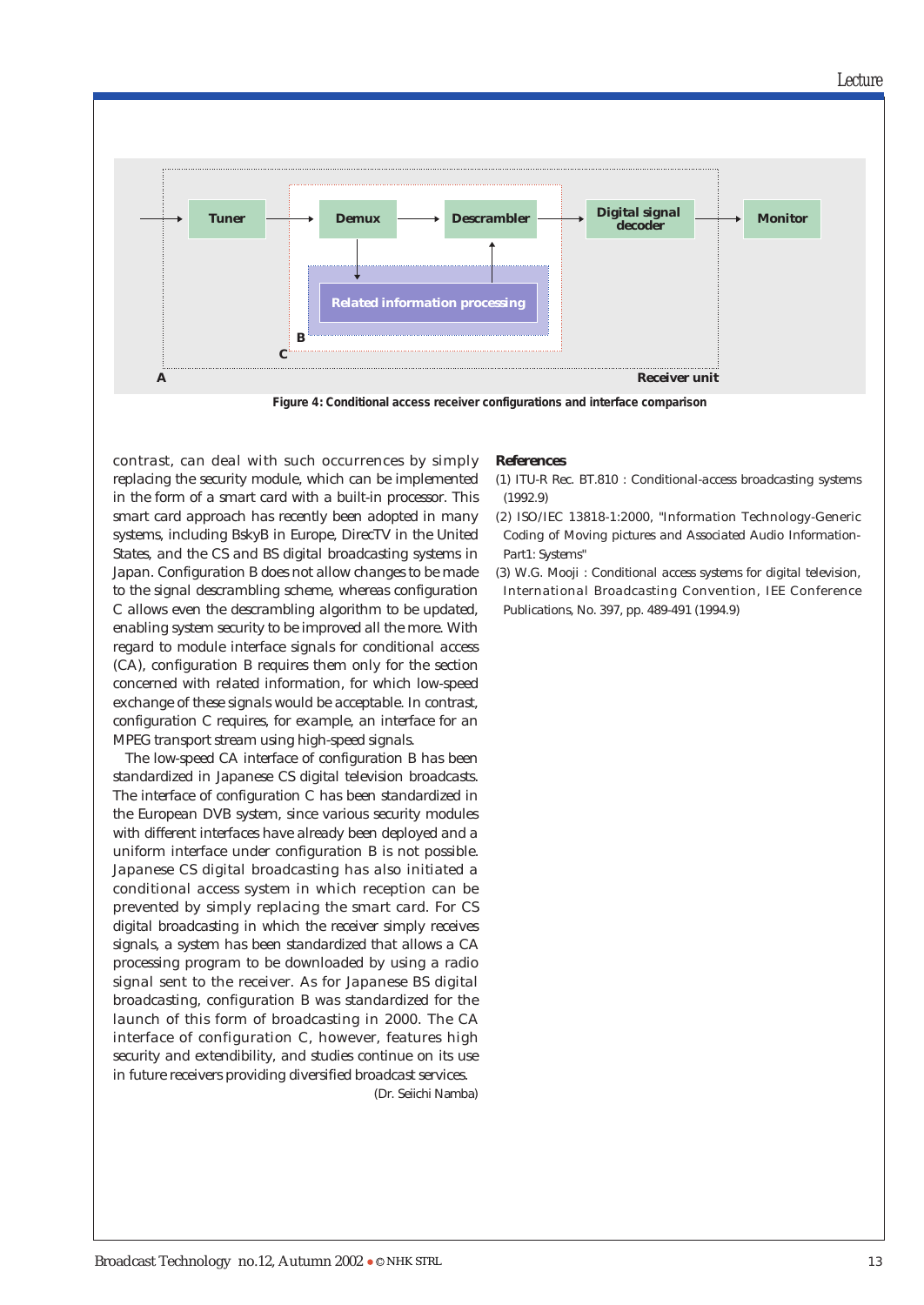Tuner

Demux

Descrambler

Digital signal decoder

Monitor

Related information processing

B

C

A

Receiver unit

**Figure 4: Conditional access receiver configurations and interface comparison**

contrast, can deal with such occurrences by simply replacing the security module, which can be implemented in the form of a smart card with a built-in processor. This smart card approach has recently been adopted in many systems, including BskyB in Europe, DirecTV in the United States, and the CS and BS digital broadcasting systems in Japan. Configuration B does not allow changes to be made to the signal descrambling scheme, whereas configuration C allows even the descrambling algorithm to be updated, enabling system security to be improved all the more. With regard to module interface signals for conditional access (CA), configuration B requires them only for the section concerned with related information, for which low-speed exchange of these signals would be acceptable. In contrast, configuration C requires, for example, an interface for an MPEG transport stream using high-speed signals.

The low-speed CA interface of configuration B has been standardized in Japanese CS digital television broadcasts. The interface of configuration C has been standardized in the European DVB system, since various security modules with different interfaces have already been deployed and a uniform interface under configuration B is not possible. Japanese CS digital broadcasting has also initiated a conditional access system in which reception can be prevented by simply replacing the smart card. For CS digital broadcasting in which the receiver simply receives signals, a system has been standardized that allows a CA processing program to be downloaded by using a radio signal sent to the receiver. As for Japanese BS digital broadcasting, configuration B was standardized for the launch of this form of broadcasting in 2000. The CA interface of configuration C, however, features high security and extendibility, and studies continue on its use in future receivers providing diversified broadcast services.

(Dr. Seiichi Namba)

**References**

(1) ITU-R Rec. BT.810 : Conditional-access broadcasting systems (1992.9)

(2) ISO/IEC 13818-1:2000, "Information Technology-Generic Coding of Moving pictures and Associated Audio Information-Part1: Systems"

(3) W.G. Mooji : Conditional access systems for digital television, International Broadcasting Convention, IEE Conference Publications, No. 397, pp. 489-491 (1994.9)